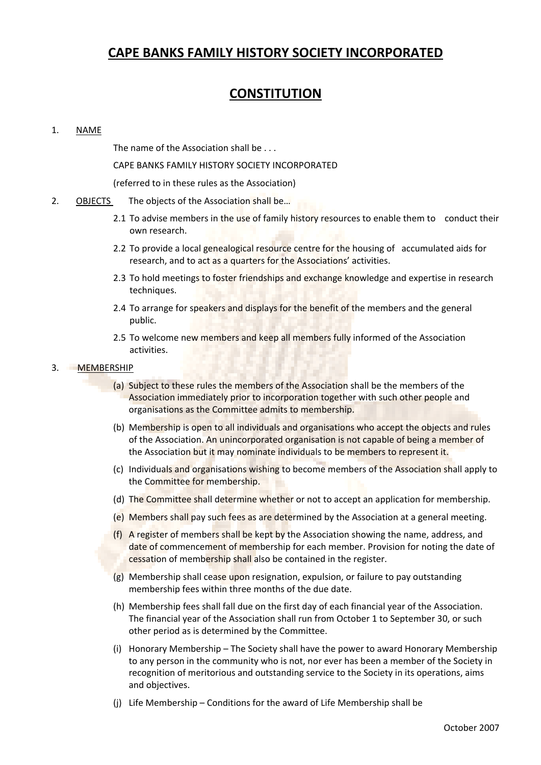# CAPE BANKS FAMILY HISTORY SOCIETY INCORPORATED

# CONSTITUTION

1. NAME

   The name of the Association shall be . . .

   CAPE BANKS FAMILY HISTORY SOCIETY INCORPORATED

   (referred to in these rules as the Association)

2. OBJECTS The objects of the Association shall be…

   2.1 To advise members in the use of family history resources to enable them to conduct their own research.

   2.2 To provide a local genealogical resource centre for the housing of accumulated aids for research, and to act as a quarters for the Associations' activities.

   2.3 To hold meetings to foster friendships and exchange knowledge and expertise in research techniques.

   2.4 To arrange for speakers and displays for the benefit of the members and the general public.

   2.5 To welcome new members and keep all members fully informed of the Association activities.

3. MEMBERSHIP

   (a) Subject to these rules the members of the Association shall be the members of the Association immediately prior to incorporation together with such other people and organisations as the Committee admits to membership.

   (b) Membership is open to all individuals and organisations who accept the objects and rules of the Association. An unincorporated organisation is not capable of being a member of the Association but it may nominate individuals to be members to represent it.

   (c) Individuals and organisations wishing to become members of the Association shall apply to the Committee for membership.

   (d) The Committee shall determine whether or not to accept an application for membership.

   (e) Members shall pay such fees as are determined by the Association at a general meeting.

   (f) A register of members shall be kept by the Association showing the name, address, and date of commencement of membership for each member. Provision for noting the date of cessation of membership shall also be contained in the register.

   (g) Membership shall cease upon resignation, expulsion, or failure to pay outstanding membership fees within three months of the due date.

   (h) Membership fees shall fall due on the first day of each financial year of the Association. The financial year of the Association shall run from October 1 to September 30, or such other period as is determined by the Committee.

   (i) Honorary Membership – The Society shall have the power to award Honorary Membership to any person in the community who is not, nor ever has been a member of the Society in recognition of meritorious and outstanding service to the Society in its operations, aims and objectives.

   (j) Life Membership – Conditions for the award of Life Membership shall be

October 2007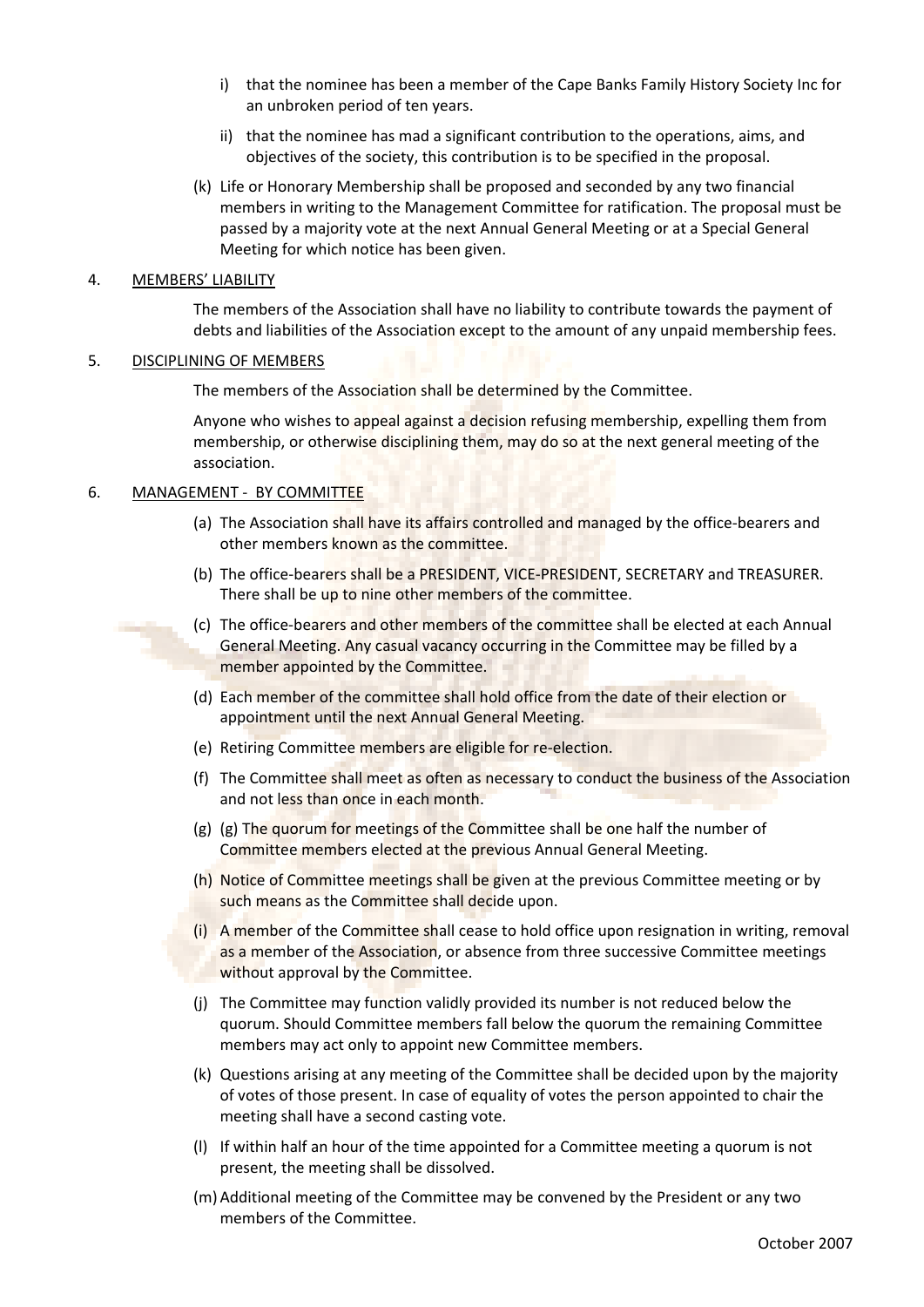i) that the nominee has been a member of the Cape Banks Family History Society Inc for an unbroken period of ten years.

ii) that the nominee has mad a significant contribution to the operations, aims, and objectives of the society, this contribution is to be specified in the proposal.

(k) Life or Honorary Membership shall be proposed and seconded by any two financial members in writing to the Management Committee for ratification. The proposal must be passed by a majority vote at the next Annual General Meeting or at a Special General Meeting for which notice has been given.

4. MEMBERS' LIABILITY

The members of the Association shall have no liability to contribute towards the payment of debts and liabilities of the Association except to the amount of any unpaid membership fees.

5. DISCIPLINING OF MEMBERS

The members of the Association shall be determined by the Committee.

Anyone who wishes to appeal against a decision refusing membership, expelling them from membership, or otherwise disciplining them, may do so at the next general meeting of the association.

6. MANAGEMENT - BY COMMITTEE

(a) The Association shall have its affairs controlled and managed by the office-bearers and other members known as the committee.

(b) The office-bearers shall be a PRESIDENT, VICE-PRESIDENT, SECRETARY and TREASURER. There shall be up to nine other members of the committee.

(c) The office-bearers and other members of the committee shall be elected at each Annual General Meeting. Any casual vacancy occurring in the Committee may be filled by a member appointed by the Committee.

(d) Each member of the committee shall hold office from the date of their election or appointment until the next Annual General Meeting.

(e) Retiring Committee members are eligible for re-election.

(f) The Committee shall meet as often as necessary to conduct the business of the Association and not less than once in each month.

(g) (g) The quorum for meetings of the Committee shall be one half the number of Committee members elected at the previous Annual General Meeting.

(h) Notice of Committee meetings shall be given at the previous Committee meeting or by such means as the Committee shall decide upon.

(i) A member of the Committee shall cease to hold office upon resignation in writing, removal as a member of the Association, or absence from three successive Committee meetings without approval by the Committee.

(j) The Committee may function validly provided its number is not reduced below the quorum. Should Committee members fall below the quorum the remaining Committee members may act only to appoint new Committee members.

(k) Questions arising at any meeting of the Committee shall be decided upon by the majority of votes of those present. In case of equality of votes the person appointed to chair the meeting shall have a second casting vote.

(l) If within half an hour of the time appointed for a Committee meeting a quorum is not present, the meeting shall be dissolved.

(m) Additional meeting of the Committee may be convened by the President or any two members of the Committee.

October 2007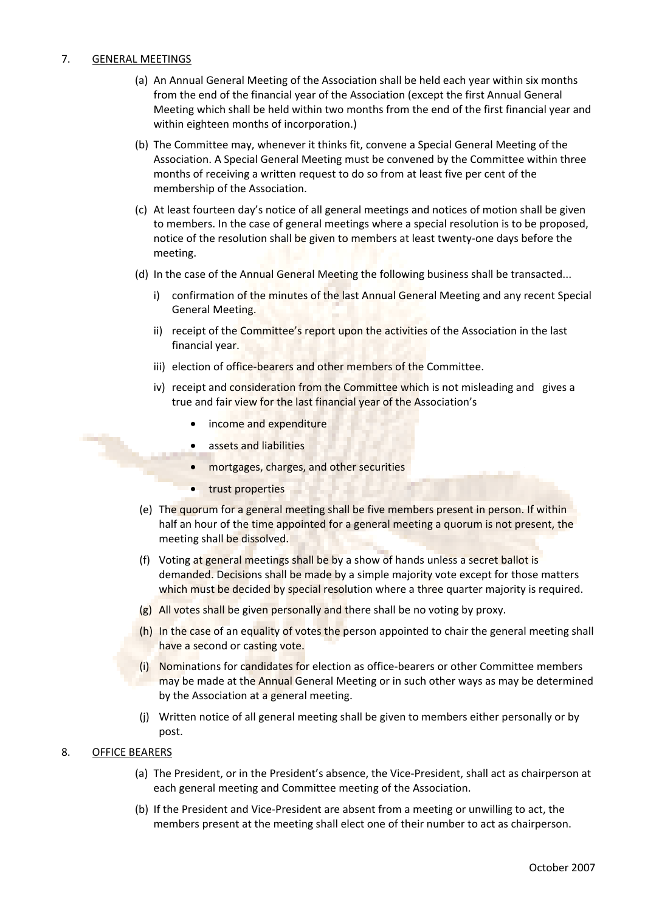7. GENERAL MEETINGS

(a) An Annual General Meeting of the Association shall be held each year within six months from the end of the financial year of the Association (except the first Annual General Meeting which shall be held within two months from the end of the first financial year and within eighteen months of incorporation.)

(b) The Committee may, whenever it thinks fit, convene a Special General Meeting of the Association. A Special General Meeting must be convened by the Committee within three months of receiving a written request to do so from at least five per cent of the membership of the Association.

(c) At least fourteen day's notice of all general meetings and notices of motion shall be given to members. In the case of general meetings where a special resolution is to be proposed, notice of the resolution shall be given to members at least twenty-one days before the meeting.

(d) In the case of the Annual General Meeting the following business shall be transacted...

   i) confirmation of the minutes of the last Annual General Meeting and any recent Special General Meeting.

   ii) receipt of the Committee's report upon the activities of the Association in the last financial year.

   iii) election of office-bearers and other members of the Committee.

   iv) receipt and consideration from the Committee which is not misleading and gives a true and fair view for the last financial year of the Association's

      - income and expenditure
      - assets and liabilities
      - mortgages, charges, and other securities
      - trust properties

(e) The quorum for a general meeting shall be five members present in person. If within half an hour of the time appointed for a general meeting a quorum is not present, the meeting shall be dissolved.

(f) Voting at general meetings shall be by a show of hands unless a secret ballot is demanded. Decisions shall be made by a simple majority vote except for those matters which must be decided by special resolution where a three quarter majority is required.

(g) All votes shall be given personally and there shall be no voting by proxy.

(h) In the case of an equality of votes the person appointed to chair the general meeting shall have a second or casting vote.

(i) Nominations for candidates for election as office-bearers or other Committee members may be made at the Annual General Meeting or in such other ways as may be determined by the Association at a general meeting.

(j) Written notice of all general meeting shall be given to members either personally or by post.

8. OFFICE BEARERS

(a) The President, or in the President's absence, the Vice-President, shall act as chairperson at each general meeting and Committee meeting of the Association.

(b) If the President and Vice-President are absent from a meeting or unwilling to act, the members present at the meeting shall elect one of their number to act as chairperson.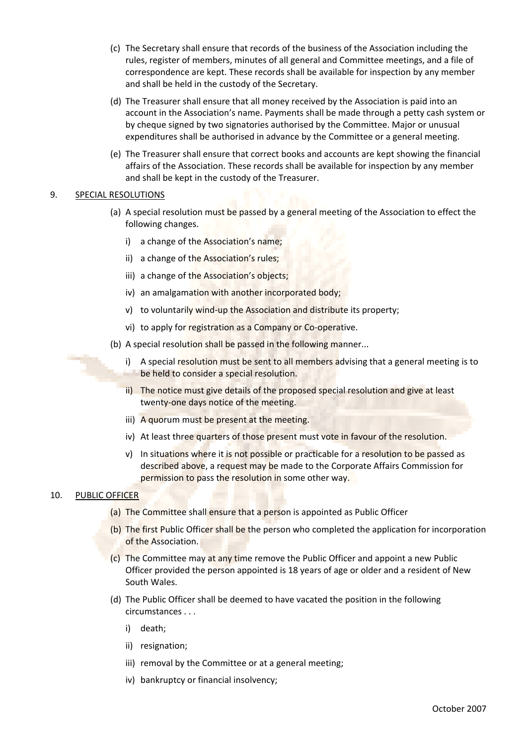(c) The Secretary shall ensure that records of the business of the Association including the rules, register of members, minutes of all general and Committee meetings, and a file of correspondence are kept. These records shall be available for inspection by any member and shall be held in the custody of the Secretary.

(d) The Treasurer shall ensure that all money received by the Association is paid into an account in the Association's name. Payments shall be made through a petty cash system or by cheque signed by two signatories authorised by the Committee. Major or unusual expenditures shall be authorised in advance by the Committee or a general meeting.

(e) The Treasurer shall ensure that correct books and accounts are kept showing the financial affairs of the Association. These records shall be available for inspection by any member and shall be kept in the custody of the Treasurer.

## 9. SPECIAL RESOLUTIONS

(a) A special resolution must be passed by a general meeting of the Association to effect the following changes.

- i) a change of the Association's name;
- ii) a change of the Association's rules;
- iii) a change of the Association's objects;
- iv) an amalgamation with another incorporated body;
- v) to voluntarily wind-up the Association and distribute its property;
- vi) to apply for registration as a Company or Co-operative.

(b) A special resolution shall be passed in the following manner...

- i) A special resolution must be sent to all members advising that a general meeting is to be held to consider a special resolution.
- ii) The notice must give details of the proposed special resolution and give at least twenty-one days notice of the meeting.
- iii) A quorum must be present at the meeting.
- iv) At least three quarters of those present must vote in favour of the resolution.
- v) In situations where it is not possible or practicable for a resolution to be passed as described above, a request may be made to the Corporate Affairs Commission for permission to pass the resolution in some other way.

## 10. PUBLIC OFFICER

(a) The Committee shall ensure that a person is appointed as Public Officer

(b) The first Public Officer shall be the person who completed the application for incorporation of the Association.

(c) The Committee may at any time remove the Public Officer and appoint a new Public Officer provided the person appointed is 18 years of age or older and a resident of New South Wales.

(d) The Public Officer shall be deemed to have vacated the position in the following circumstances . . .

- i) death;
- ii) resignation;
- iii) removal by the Committee or at a general meeting;
- iv) bankruptcy or financial insolvency;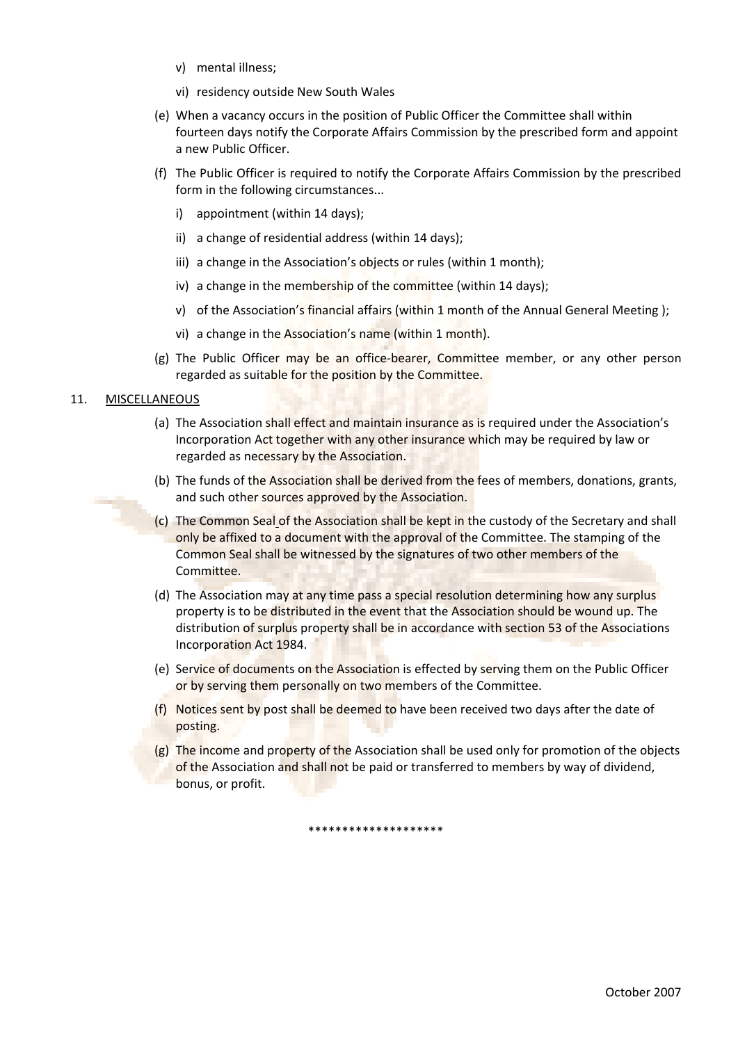v) mental illness;

vi) residency outside New South Wales

(e) When a vacancy occurs in the position of Public Officer the Committee shall within fourteen days notify the Corporate Affairs Commission by the prescribed form and appoint a new Public Officer.

(f) The Public Officer is required to notify the Corporate Affairs Commission by the prescribed form in the following circumstances...

i) appointment (within 14 days);

ii) a change of residential address (within 14 days);

iii) a change in the Association's objects or rules (within 1 month);

iv) a change in the membership of the committee (within 14 days);

v) of the Association's financial affairs (within 1 month of the Annual General Meeting );

vi) a change in the Association's name (within 1 month).

(g) The Public Officer may be an office-bearer, Committee member, or any other person regarded as suitable for the position by the Committee.

11. MISCELLANEOUS

(a) The Association shall effect and maintain insurance as is required under the Association's Incorporation Act together with any other insurance which may be required by law or regarded as necessary by the Association.

(b) The funds of the Association shall be derived from the fees of members, donations, grants, and such other sources approved by the Association.

(c) The Common Seal of the Association shall be kept in the custody of the Secretary and shall only be affixed to a document with the approval of the Committee. The stamping of the Common Seal shall be witnessed by the signatures of two other members of the Committee.

(d) The Association may at any time pass a special resolution determining how any surplus property is to be distributed in the event that the Association should be wound up. The distribution of surplus property shall be in accordance with section 53 of the Associations Incorporation Act 1984.

(e) Service of documents on the Association is effected by serving them on the Public Officer or by serving them personally on two members of the Committee.

(f) Notices sent by post shall be deemed to have been received two days after the date of posting.

(g) The income and property of the Association shall be used only for promotion of the objects of the Association and shall not be paid or transferred to members by way of dividend, bonus, or profit.

********************

October 2007